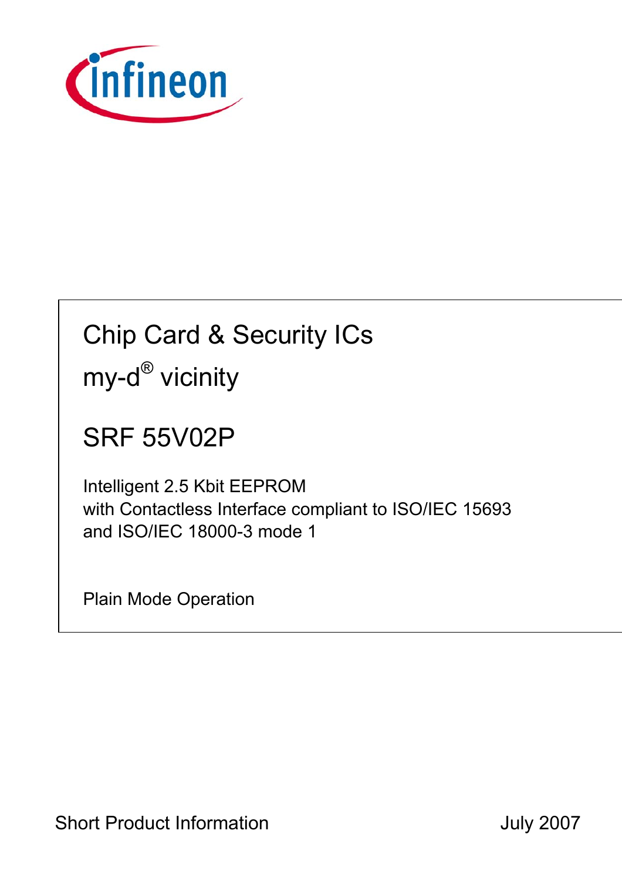# Chip Card & Security ICs

## my-d® vicinity

## SRF 55V02P

Intelligent 2.5 Kbit EEPROM
with Contactless Interface compliant to ISO/IEC 15693
and ISO/IEC 18000-3 mode 1

Plain Mode Operation

Short Product Information

July 2007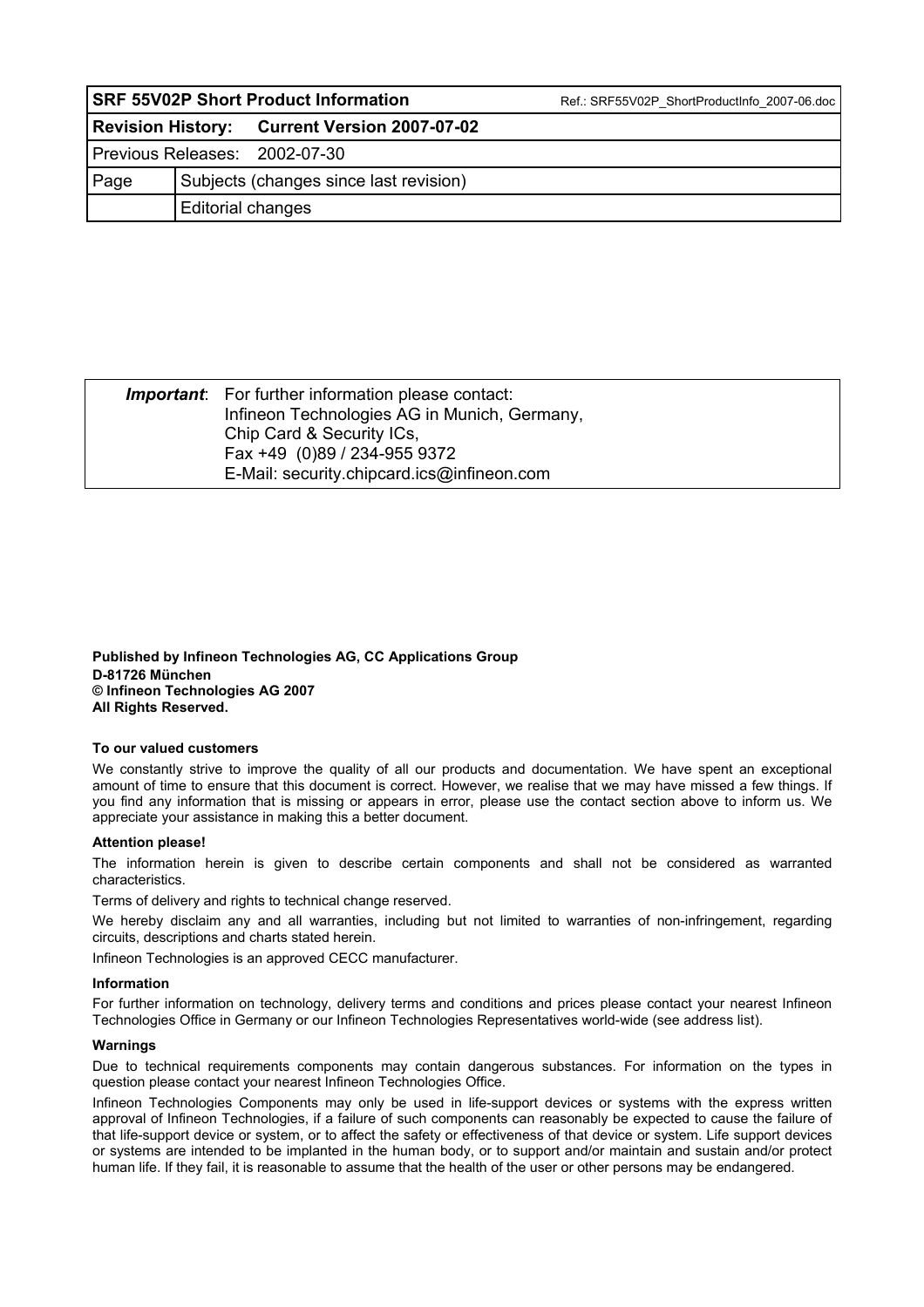| **SRF 55V02P Short Product Information** | | Ref.: SRF55V02P_ShortProductInfo_2007-06.doc |
|---|---|---|
| **Revision History:** | **Current Version 2007-07-02** | |
| Previous Releases: | 2002-07-30 | |
| Page | Subjects (changes since last revision) | |
| | Editorial changes | |

| ***Important***: For further information please contact: Infineon Technologies AG in Munich, Germany, Chip Card & Security ICs, Fax +49 (0)89 / 234-955 9372 E-Mail: security.chipcard.ics@infineon.com |
|---|

**Published by Infineon Technologies AG, CC Applications Group**
**D-81726 München**
**© Infineon Technologies AG 2007**
**All Rights Reserved.**

**To our valued customers**

We constantly strive to improve the quality of all our products and documentation. We have spent an exceptional amount of time to ensure that this document is correct. However, we realise that we may have missed a few things. If you find any information that is missing or appears in error, please use the contact section above to inform us. We appreciate your assistance in making this a better document.

**Attention please!**

The information herein is given to describe certain components and shall not be considered as warranted characteristics.

Terms of delivery and rights to technical change reserved.

We hereby disclaim any and all warranties, including but not limited to warranties of non-infringement, regarding circuits, descriptions and charts stated herein.

Infineon Technologies is an approved CECC manufacturer.

**Information**

For further information on technology, delivery terms and conditions and prices please contact your nearest Infineon Technologies Office in Germany or our Infineon Technologies Representatives world-wide (see address list).

**Warnings**

Due to technical requirements components may contain dangerous substances. For information on the types in question please contact your nearest Infineon Technologies Office.

Infineon Technologies Components may only be used in life-support devices or systems with the express written approval of Infineon Technologies, if a failure of such components can reasonably be expected to cause the failure of that life-support device or system, or to affect the safety or effectiveness of that device or system. Life support devices or systems are intended to be implanted in the human body, or to support and/or maintain and sustain and/or protect human life. If they fail, it is reasonable to assume that the health of the user or other persons may be endangered.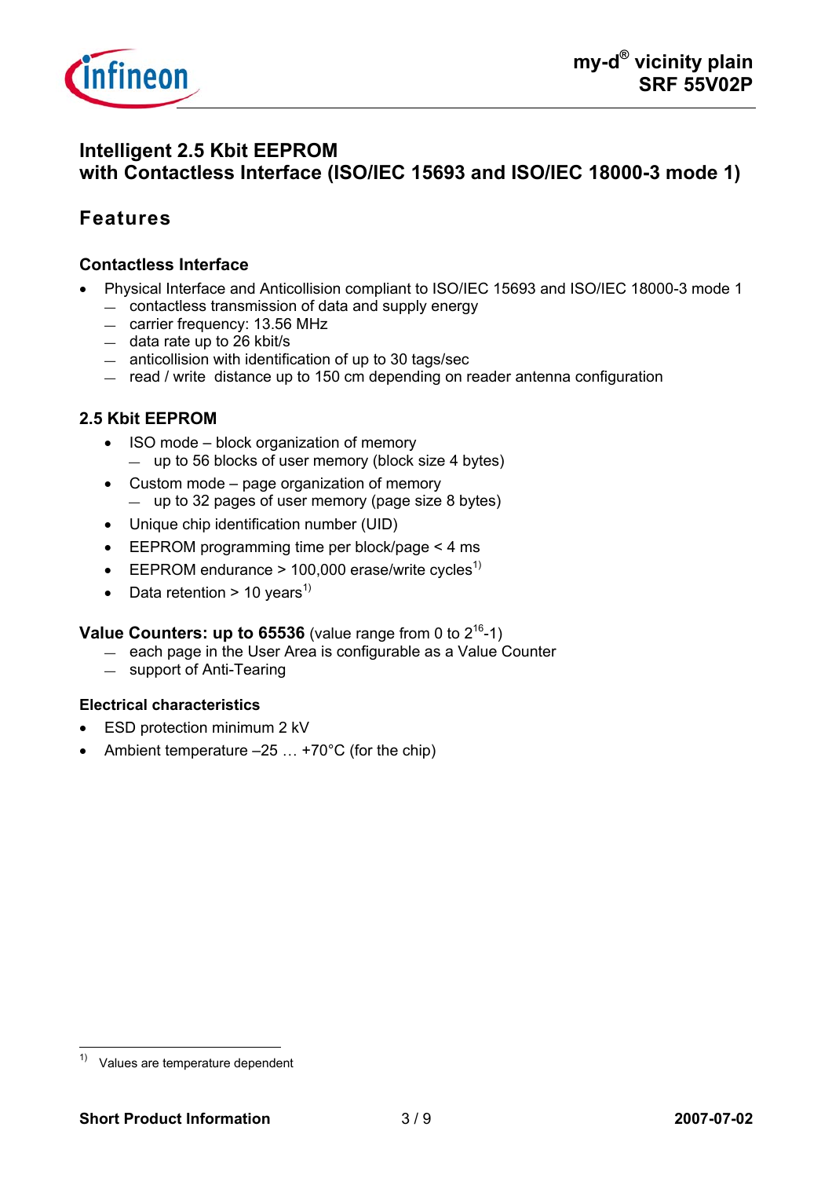# Intelligent 2.5 Kbit EEPROM with Contactless Interface (ISO/IEC 15693 and ISO/IEC 18000-3 mode 1)

## Features

### Contactless Interface

- Physical Interface and Anticollision compliant to ISO/IEC 15693 and ISO/IEC 18000-3 mode 1
  - contactless transmission of data and supply energy
  - carrier frequency: 13.56 MHz
  - data rate up to 26 kbit/s
  - anticollision with identification of up to 30 tags/sec
  - read / write distance up to 150 cm depending on reader antenna configuration

### 2.5 Kbit EEPROM

- ISO mode – block organization of memory
  - up to 56 blocks of user memory (block size 4 bytes)
- Custom mode – page organization of memory
  - up to 32 pages of user memory (page size 8 bytes)
- Unique chip identification number (UID)
- EEPROM programming time per block/page < 4 ms
- EEPROM endurance > 100,000 erase/write cycles[1)]
- Data retention > 10 years[1)]

**Value Counters: up to 65536** (value range from 0 to $2^{16}$-1)
- each page in the User Area is configurable as a Value Counter
- support of Anti-Tearing

### Electrical characteristics

- ESD protection minimum 2 kV
- Ambient temperature –25 … +70°C (for the chip)

---

1) Values are temperature dependent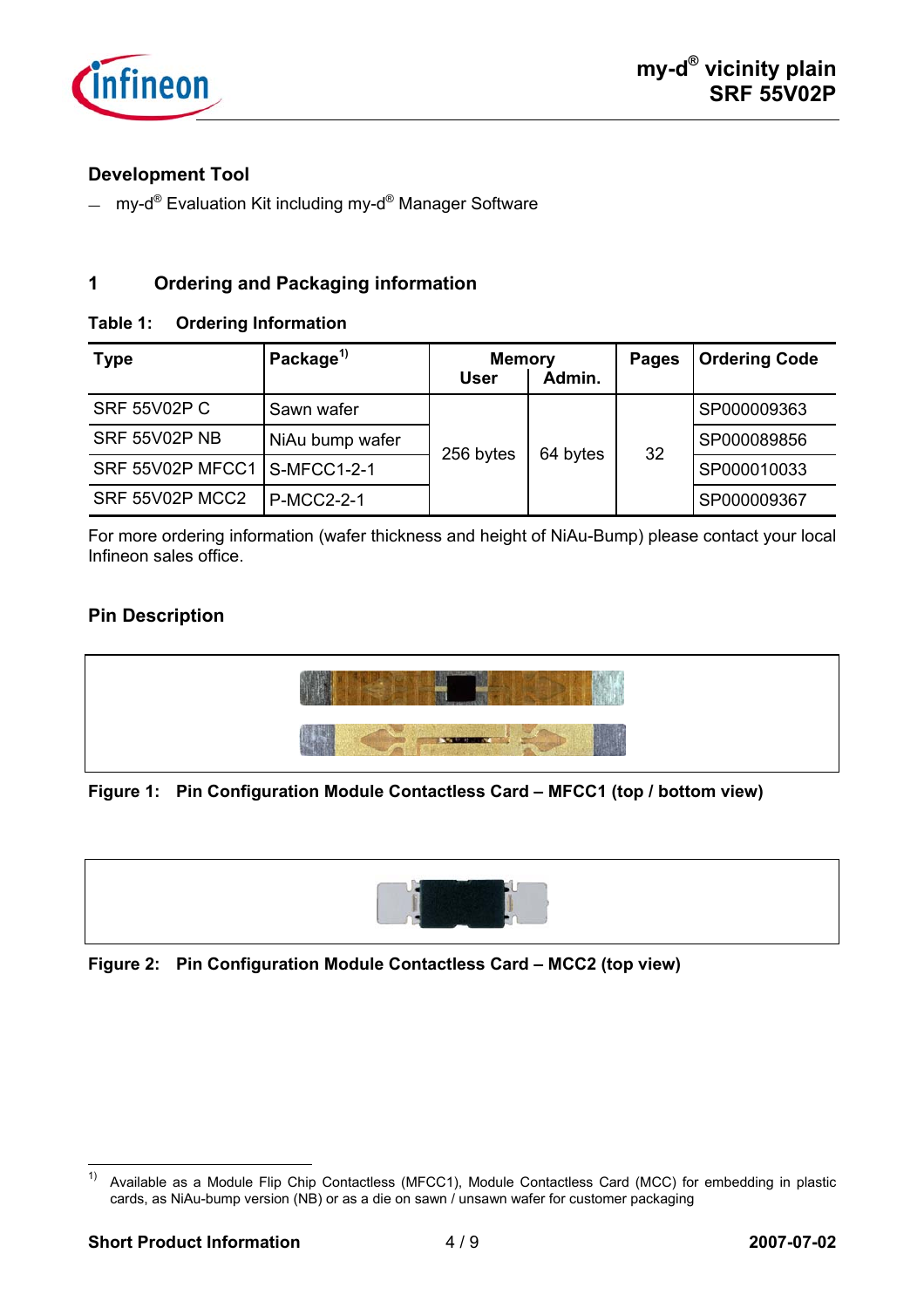## Development Tool

- my-d® Evaluation Kit including my-d® Manager Software

## 1 Ordering and Packaging information

**Table 1: Ordering Information**

| Type | Package[1] | Memory | | Pages | Ordering Code |
|---|---|---|---|---|---|
| | | User | Admin. | | |
| SRF 55V02P C | Sawn wafer | 256 bytes | 64 bytes | 32 | SP000009363 |
| SRF 55V02P NB | NiAu bump wafer | 256 bytes | 64 bytes | 32 | SP000089856 |
| SRF 55V02P MFCC1 | S-MFCC1-2-1 | 256 bytes | 64 bytes | 32 | SP000010033 |
| SRF 55V02P MCC2 | P-MCC2-2-1 | 256 bytes | 64 bytes | 32 | SP000009367 |

For more ordering information (wafer thickness and height of NiAu-Bump) please contact your local Infineon sales office.

## Pin Description

**Figure 1: Pin Configuration Module Contactless Card – MFCC1 (top / bottom view)**

**Figure 2: Pin Configuration Module Contactless Card – MCC2 (top view)**

[1] Available as a Module Flip Chip Contactless (MFCC1), Module Contactless Card (MCC) for embedding in plastic cards, as NiAu-bump version (NB) or as a die on sawn / unsawn wafer for customer packaging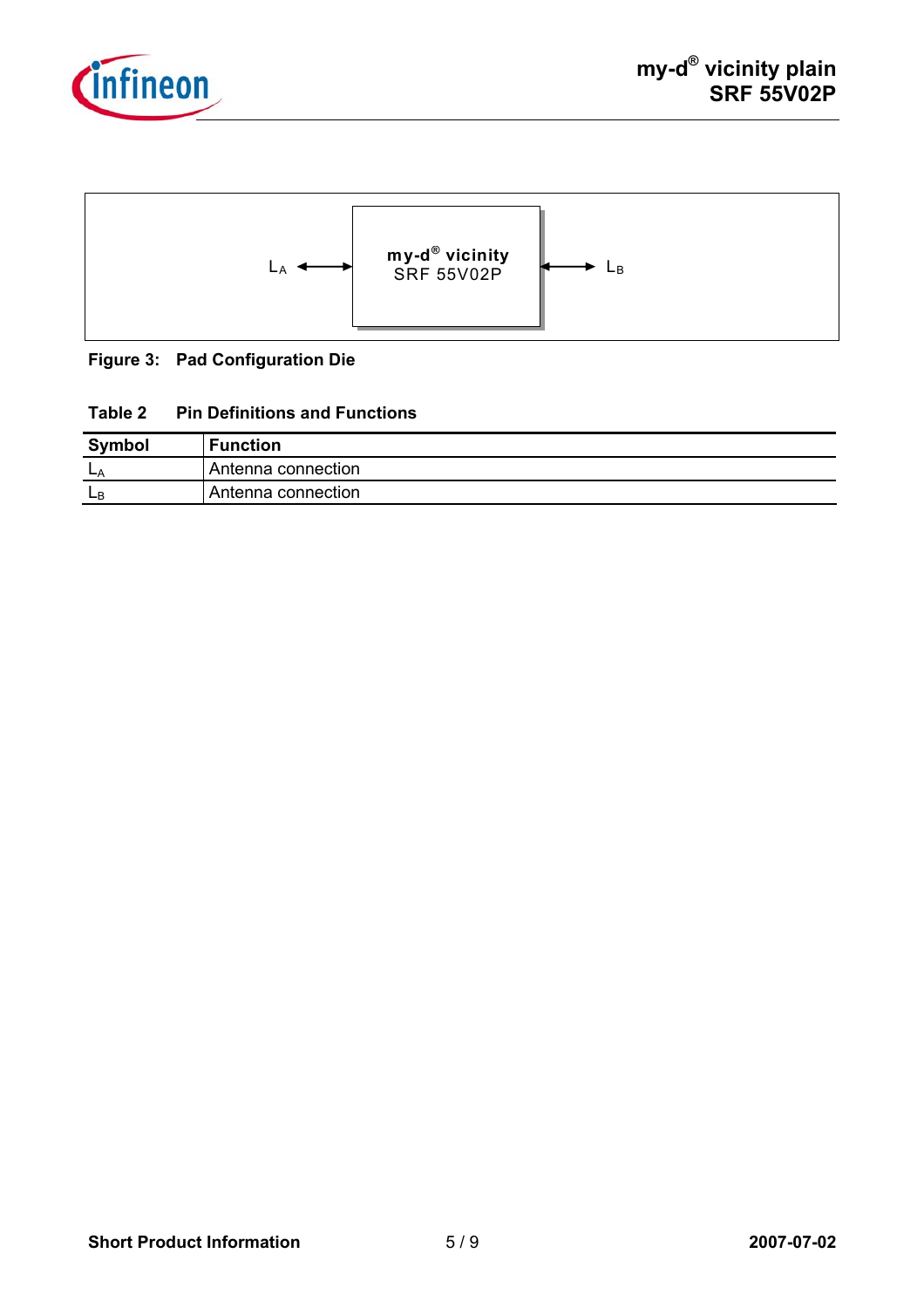$L_A$ ⟷ **my-d® vicinity** SRF 55V02P ⟷ $L_B$

**Figure 3: Pad Configuration Die**

**Table 2 Pin Definitions and Functions**

| Symbol | Function |
|---|---|
| $L_A$ | Antenna connection |
| $L_B$ | Antenna connection |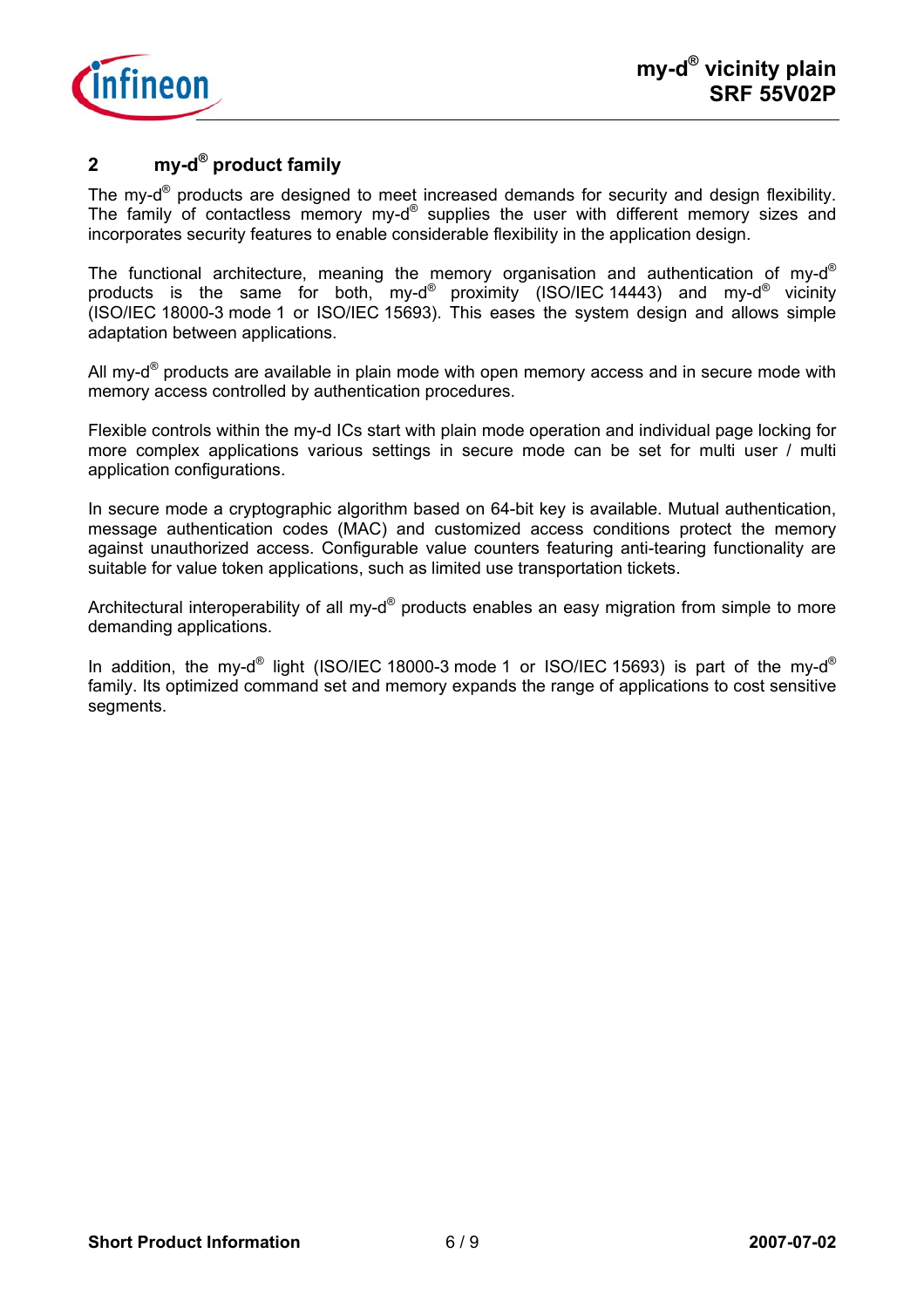## 2 my-d® product family

The my-d® products are designed to meet increased demands for security and design flexibility. The family of contactless memory my-d® supplies the user with different memory sizes and incorporates security features to enable considerable flexibility in the application design.

The functional architecture, meaning the memory organisation and authentication of my-d® products is the same for both, my-d® proximity (ISO/IEC 14443) and my-d® vicinity (ISO/IEC 18000-3 mode 1 or ISO/IEC 15693). This eases the system design and allows simple adaptation between applications.

All my-d® products are available in plain mode with open memory access and in secure mode with memory access controlled by authentication procedures.

Flexible controls within the my-d ICs start with plain mode operation and individual page locking for more complex applications various settings in secure mode can be set for multi user / multi application configurations.

In secure mode a cryptographic algorithm based on 64-bit key is available. Mutual authentication, message authentication codes (MAC) and customized access conditions protect the memory against unauthorized access. Configurable value counters featuring anti-tearing functionality are suitable for value token applications, such as limited use transportation tickets.

Architectural interoperability of all my-d® products enables an easy migration from simple to more demanding applications.

In addition, the my-d® light (ISO/IEC 18000-3 mode 1 or ISO/IEC 15693) is part of the my-d® family. Its optimized command set and memory expands the range of applications to cost sensitive segments.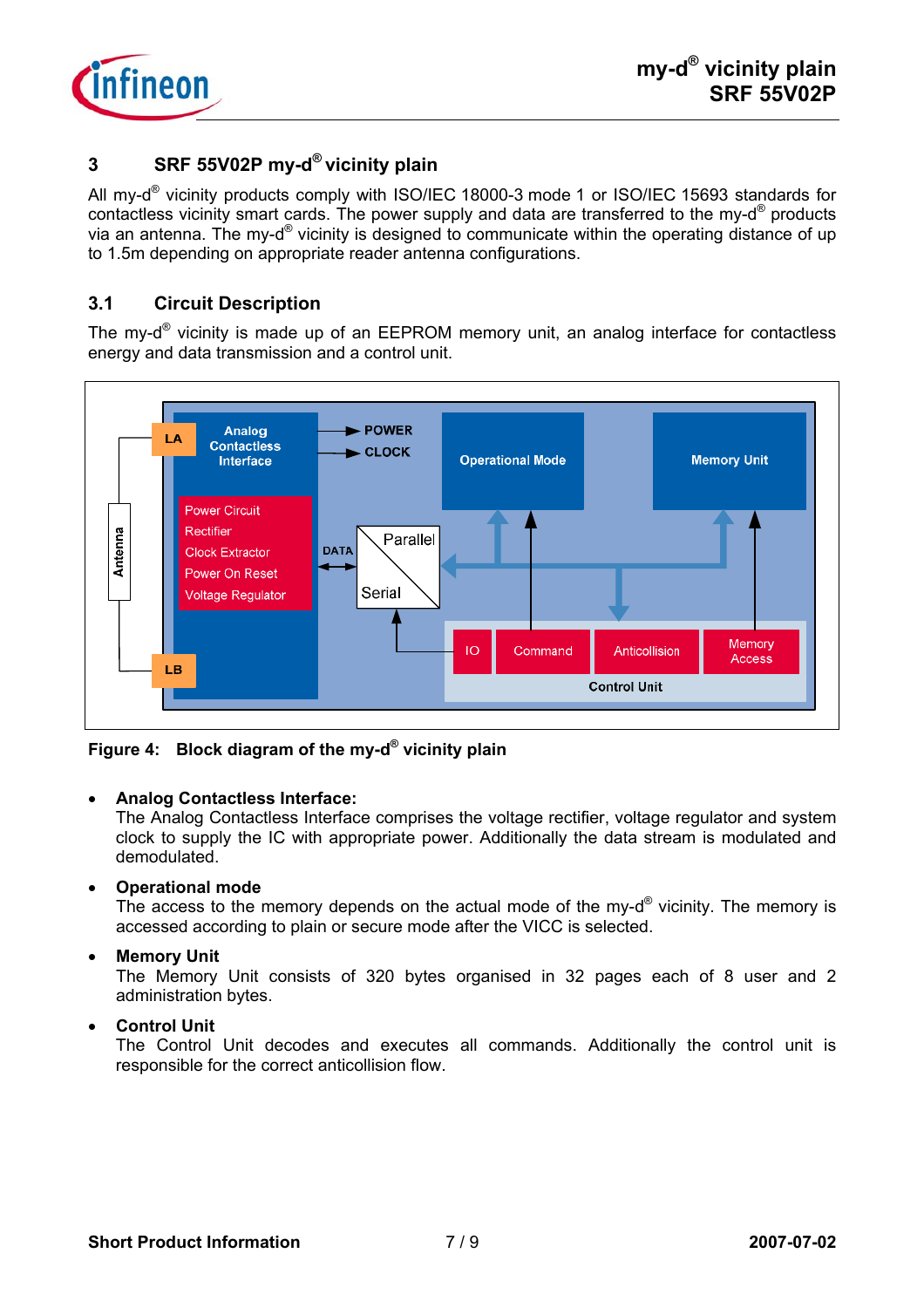## 3 SRF 55V02P my-d® vicinity plain

All my-d® vicinity products comply with ISO/IEC 18000-3 mode 1 or ISO/IEC 15693 standards for contactless vicinity smart cards. The power supply and data are transferred to the my-d® products via an antenna. The my-d® vicinity is designed to communicate within the operating distance of up to 1.5m depending on appropriate reader antenna configurations.

### 3.1 Circuit Description

The my-d® vicinity is made up of an EEPROM memory unit, an analog interface for contactless energy and data transmission and a control unit.

Antenna
LA
LB
Analog Contactless Interface
Power Circuit
Rectifier
Clock Extractor
Power On Reset
Voltage Regulator
POWER
CLOCK
DATA
Parallel
Serial
Operational Mode
Memory Unit
IO
Command
Anticollision
Memory Access
Control Unit

**Figure 4: Block diagram of the my-d® vicinity plain**

- **Analog Contactless Interface:**
  The Analog Contactless Interface comprises the voltage rectifier, voltage regulator and system clock to supply the IC with appropriate power. Additionally the data stream is modulated and demodulated.
- **Operational mode**
  The access to the memory depends on the actual mode of the my-d® vicinity. The memory is accessed according to plain or secure mode after the VICC is selected.
- **Memory Unit**
  The Memory Unit consists of 320 bytes organised in 32 pages each of 8 user and 2 administration bytes.
- **Control Unit**
  The Control Unit decodes and executes all commands. Additionally the control unit is responsible for the correct anticollision flow.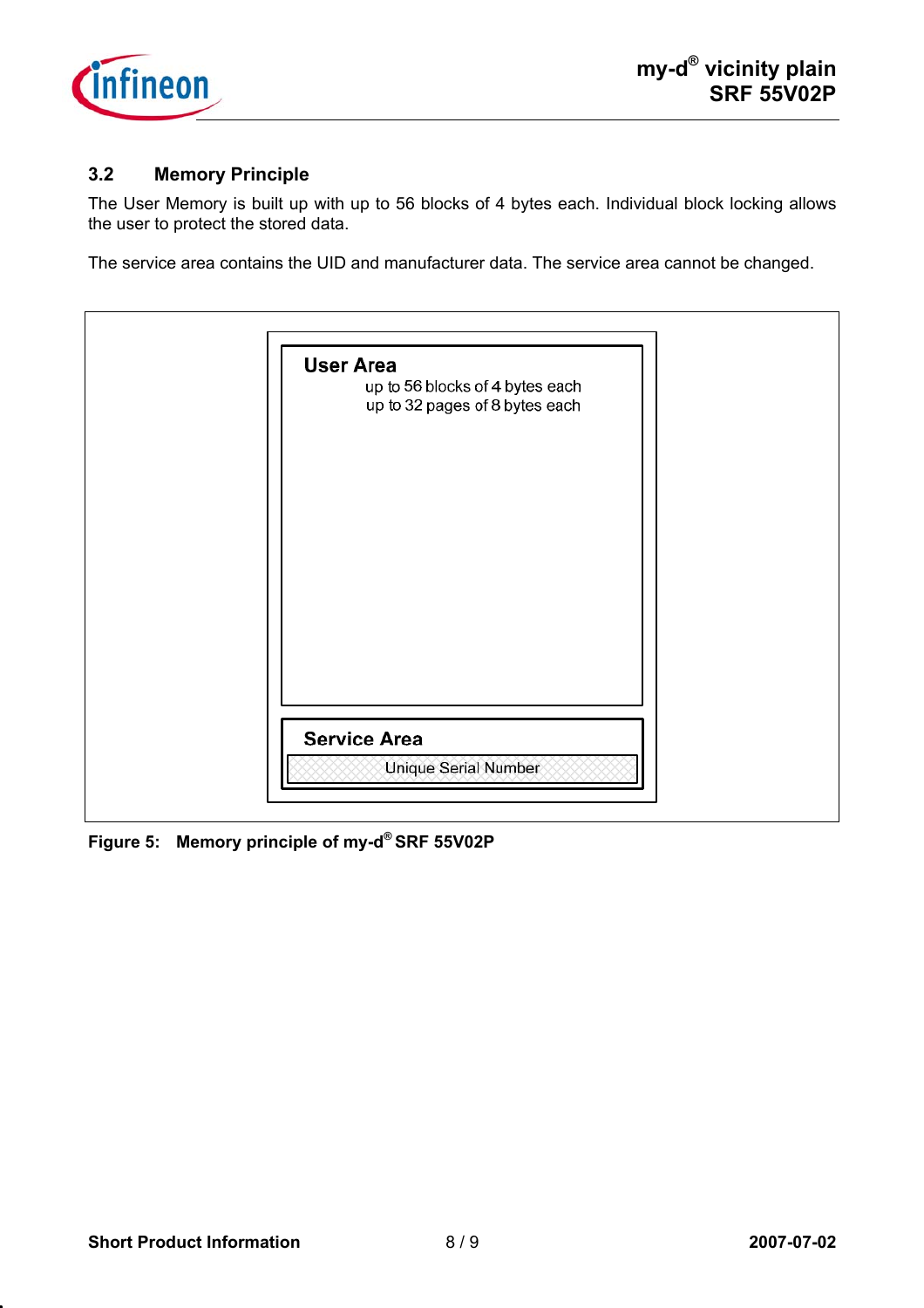### 3.2 Memory Principle

The User Memory is built up with up to 56 blocks of 4 bytes each. Individual block locking allows the user to protect the stored data.

The service area contains the UID and manufacturer data. The service area cannot be changed.

**User Area**
up to 56 blocks of 4 bytes each
up to 32 pages of 8 bytes each

**Service Area**
Unique Serial Number

**Figure 5: Memory principle of my-d® SRF 55V02P**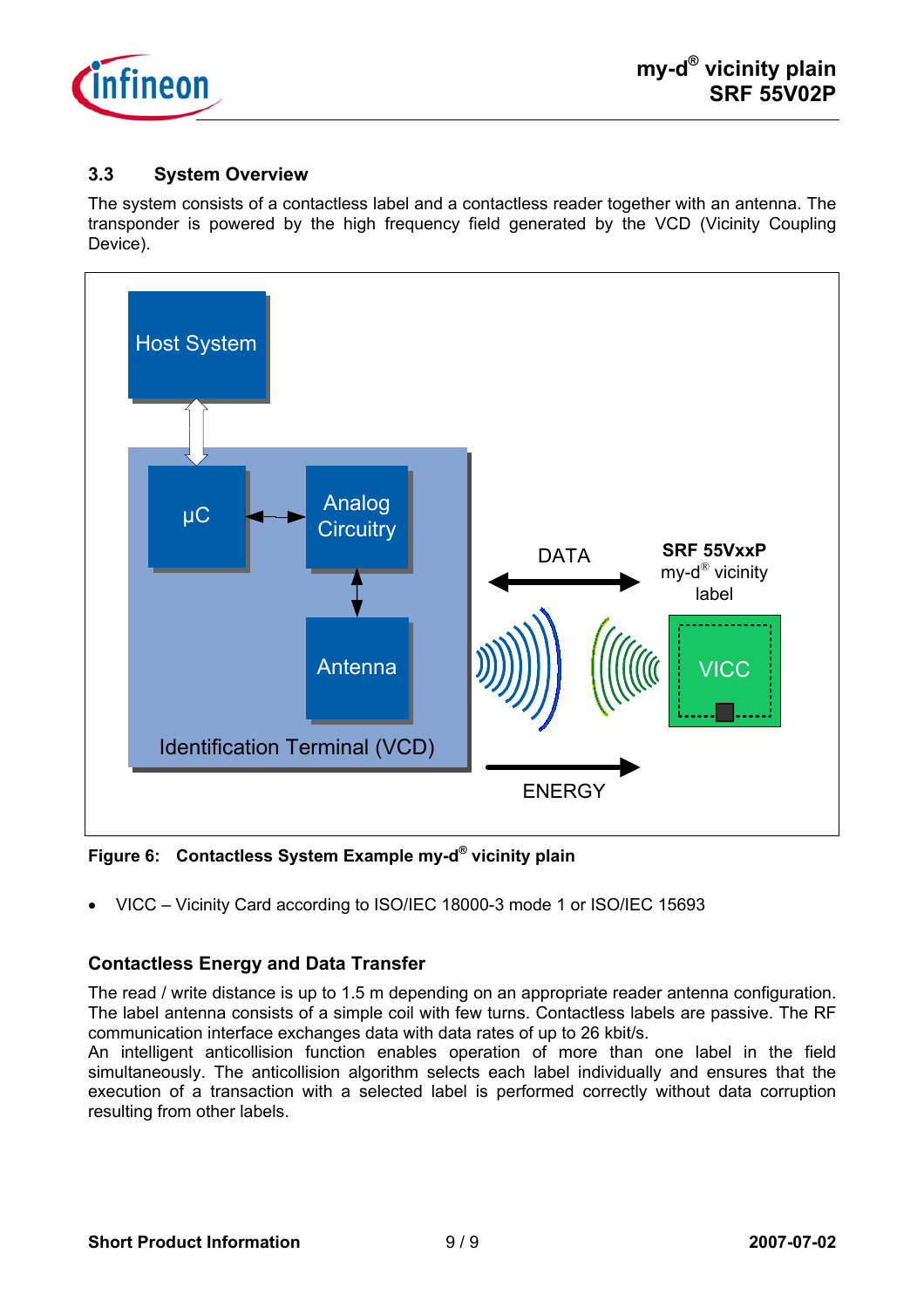### 3.3 System Overview

The system consists of a contactless label and a contactless reader together with an antenna. The transponder is powered by the high frequency field generated by the VCD (Vicinity Coupling Device).

Host System

µC

Analog Circuitry

Antenna

Identification Terminal (VCD)

DATA

ENERGY

**SRF 55VxxP**
my-d® vicinity
label

VICC

**Figure 6: Contactless System Example my-d® vicinity plain**

- VICC – Vicinity Card according to ISO/IEC 18000-3 mode 1 or ISO/IEC 15693

### Contactless Energy and Data Transfer

The read / write distance is up to 1.5 m depending on an appropriate reader antenna configuration. The label antenna consists of a simple coil with few turns. Contactless labels are passive. The RF communication interface exchanges data with data rates of up to 26 kbit/s.
An intelligent anticollision function enables operation of more than one label in the field simultaneously. The anticollision algorithm selects each label individually and ensures that the execution of a transaction with a selected label is performed correctly without data corruption resulting from other labels.